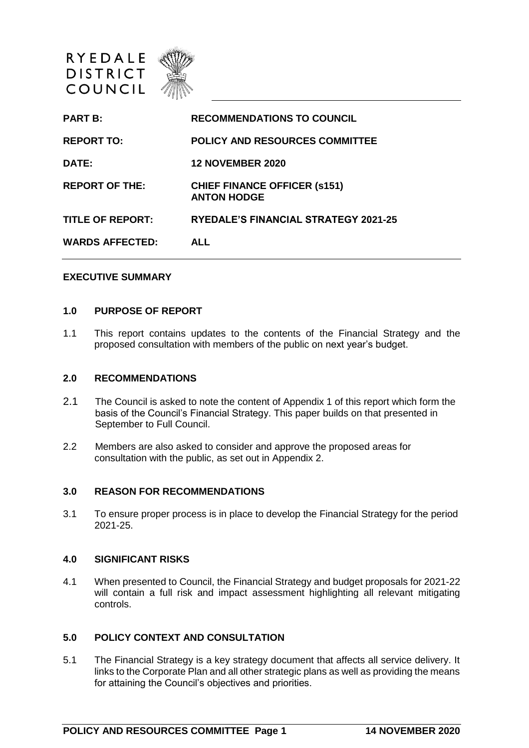RYEDALE DISTRICT COUNCIL

| | |
|---|---|
| **PART B:** | **RECOMMENDATIONS TO COUNCIL** |
| **REPORT TO:** | **POLICY AND RESOURCES COMMITTEE** |
| **DATE:** | **12 NOVEMBER 2020** |
| **REPORT OF THE:** | **CHIEF FINANCE OFFICER (s151) ANTON HODGE** |
| **TITLE OF REPORT:** | **RYEDALE'S FINANCIAL STRATEGY 2021-25** |
| **WARDS AFFECTED:** | **ALL** |

**EXECUTIVE SUMMARY**

## 1.0 PURPOSE OF REPORT

1.1 This report contains updates to the contents of the Financial Strategy and the proposed consultation with members of the public on next year's budget.

## 2.0 RECOMMENDATIONS

2.1 The Council is asked to note the content of Appendix 1 of this report which form the basis of the Council's Financial Strategy. This paper builds on that presented in September to Full Council.

2.2 Members are also asked to consider and approve the proposed areas for consultation with the public, as set out in Appendix 2.

## 3.0 REASON FOR RECOMMENDATIONS

3.1 To ensure proper process is in place to develop the Financial Strategy for the period 2021-25.

## 4.0 SIGNIFICANT RISKS

4.1 When presented to Council, the Financial Strategy and budget proposals for 2021-22 will contain a full risk and impact assessment highlighting all relevant mitigating controls.

## 5.0 POLICY CONTEXT AND CONSULTATION

5.1 The Financial Strategy is a key strategy document that affects all service delivery. It links to the Corporate Plan and all other strategic plans as well as providing the means for attaining the Council's objectives and priorities.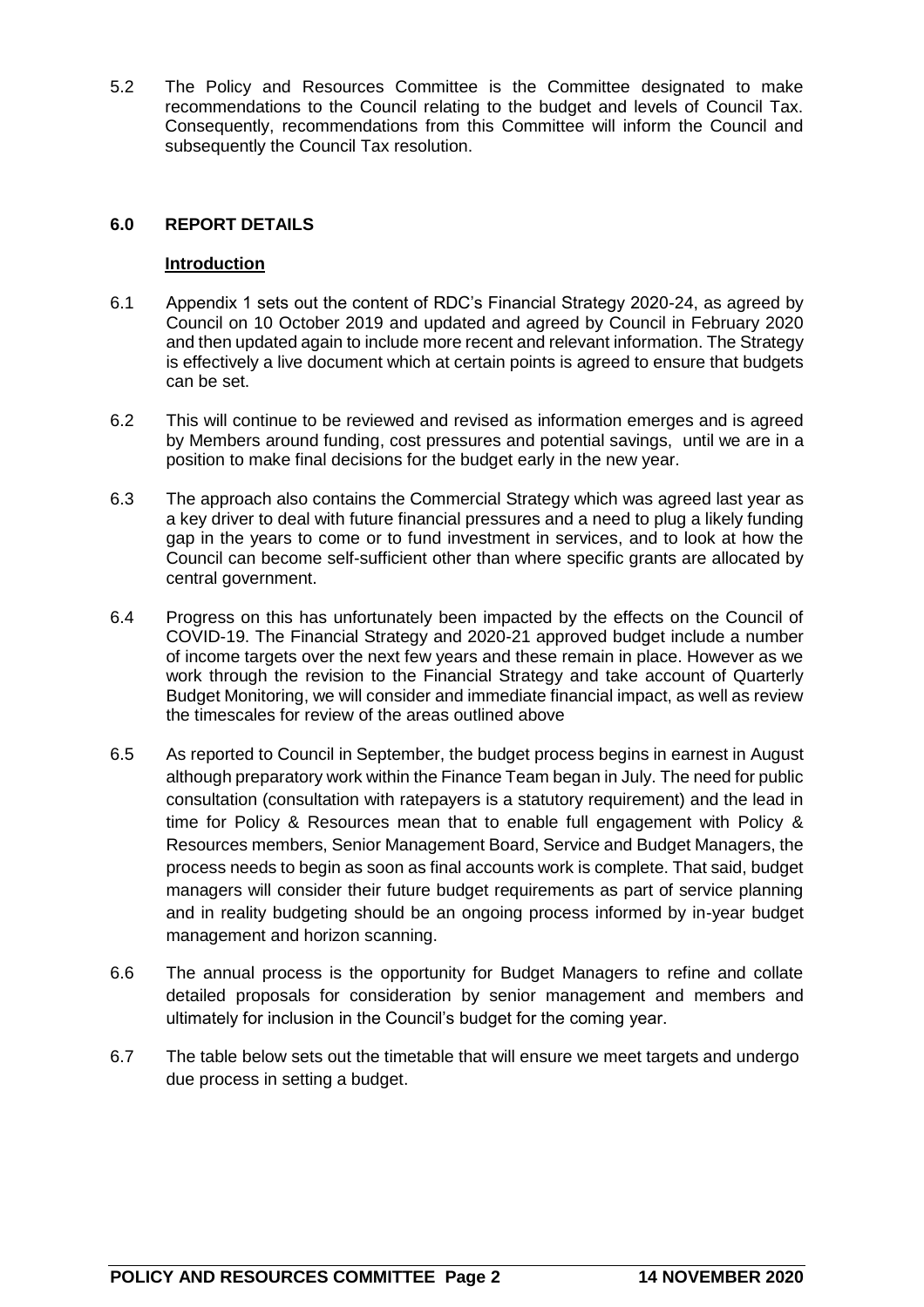5.2 The Policy and Resources Committee is the Committee designated to make recommendations to the Council relating to the budget and levels of Council Tax. Consequently, recommendations from this Committee will inform the Council and subsequently the Council Tax resolution.

## 6.0 REPORT DETAILS

### Introduction

6.1 Appendix 1 sets out the content of RDC's Financial Strategy 2020-24, as agreed by Council on 10 October 2019 and updated and agreed by Council in February 2020 and then updated again to include more recent and relevant information. The Strategy is effectively a live document which at certain points is agreed to ensure that budgets can be set.

6.2 This will continue to be reviewed and revised as information emerges and is agreed by Members around funding, cost pressures and potential savings, until we are in a position to make final decisions for the budget early in the new year.

6.3 The approach also contains the Commercial Strategy which was agreed last year as a key driver to deal with future financial pressures and a need to plug a likely funding gap in the years to come or to fund investment in services, and to look at how the Council can become self-sufficient other than where specific grants are allocated by central government.

6.4 Progress on this has unfortunately been impacted by the effects on the Council of COVID-19. The Financial Strategy and 2020-21 approved budget include a number of income targets over the next few years and these remain in place. However as we work through the revision to the Financial Strategy and take account of Quarterly Budget Monitoring, we will consider and immediate financial impact, as well as review the timescales for review of the areas outlined above

6.5 As reported to Council in September, the budget process begins in earnest in August although preparatory work within the Finance Team began in July. The need for public consultation (consultation with ratepayers is a statutory requirement) and the lead in time for Policy & Resources mean that to enable full engagement with Policy & Resources members, Senior Management Board, Service and Budget Managers, the process needs to begin as soon as final accounts work is complete. That said, budget managers will consider their future budget requirements as part of service planning and in reality budgeting should be an ongoing process informed by in-year budget management and horizon scanning.

6.6 The annual process is the opportunity for Budget Managers to refine and collate detailed proposals for consideration by senior management and members and ultimately for inclusion in the Council's budget for the coming year.

6.7 The table below sets out the timetable that will ensure we meet targets and undergo due process in setting a budget.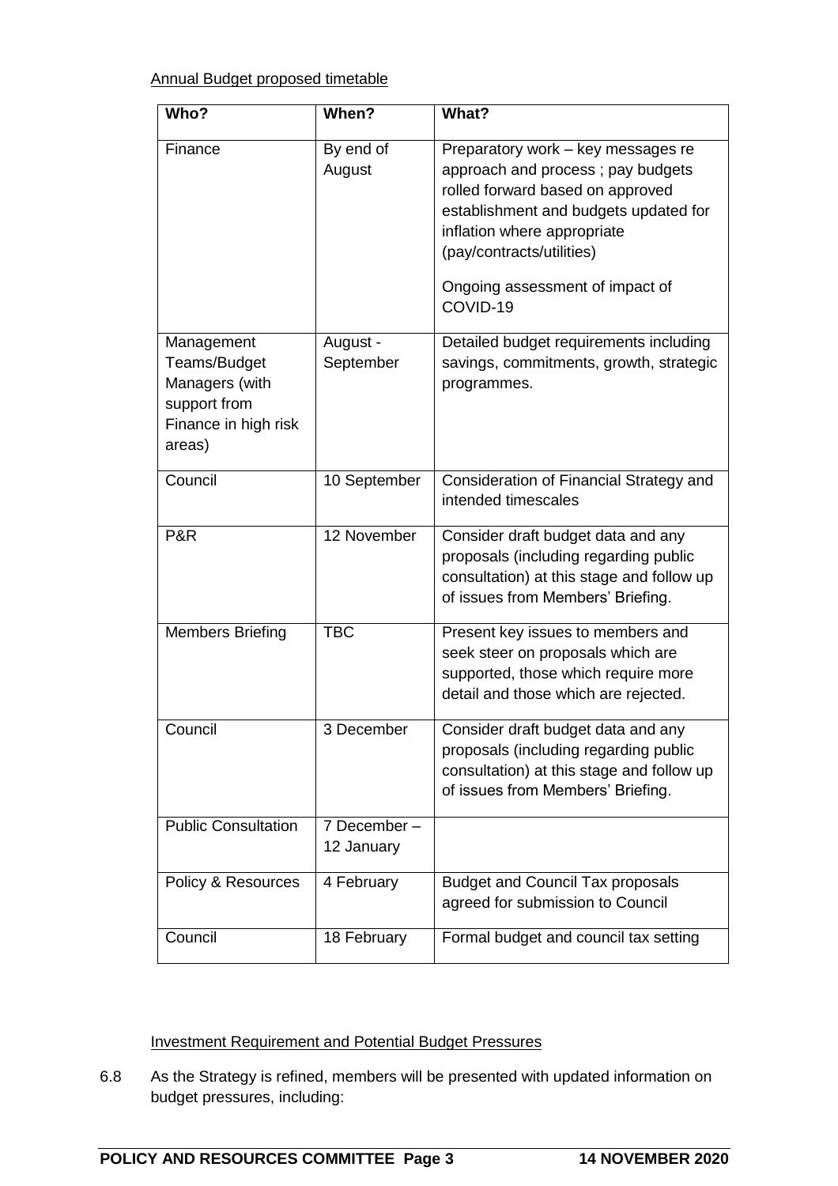Annual Budget proposed timetable

| Who? | When? | What? |
| --- | --- | --- |
| Finance | By end of August | Preparatory work – key messages re approach and process ; pay budgets rolled forward based on approved establishment and budgets updated for inflation where appropriate (pay/contracts/utilities)<br><br>Ongoing assessment of impact of COVID-19 |
| Management Teams/Budget Managers (with support from Finance in high risk areas) | August - September | Detailed budget requirements including savings, commitments, growth, strategic programmes. |
| Council | 10 September | Consideration of Financial Strategy and intended timescales |
| P&R | 12 November | Consider draft budget data and any proposals (including regarding public consultation) at this stage and follow up of issues from Members' Briefing. |
| Members Briefing | TBC | Present key issues to members and seek steer on proposals which are supported, those which require more detail and those which are rejected. |
| Council | 3 December | Consider draft budget data and any proposals (including regarding public consultation) at this stage and follow up of issues from Members' Briefing. |
| Public Consultation | 7 December – 12 January | |
| Policy & Resources | 4 February | Budget and Council Tax proposals agreed for submission to Council |
| Council | 18 February | Formal budget and council tax setting |

Investment Requirement and Potential Budget Pressures

6.8 As the Strategy is refined, members will be presented with updated information on budget pressures, including: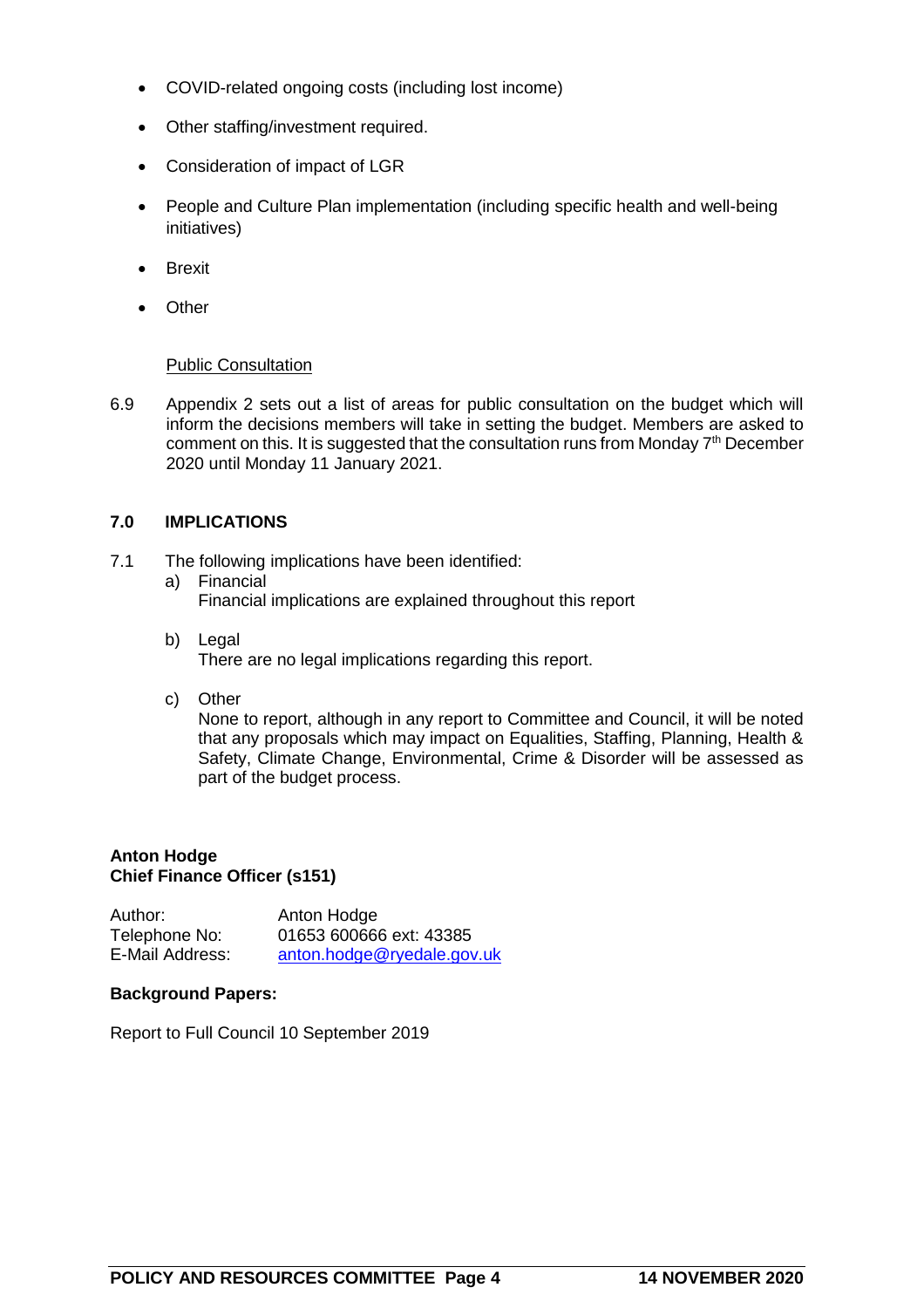- COVID-related ongoing costs (including lost income)
- Other staffing/investment required.
- Consideration of impact of LGR
- People and Culture Plan implementation (including specific health and well-being initiatives)
- Brexit
- Other

Public Consultation

6.9 Appendix 2 sets out a list of areas for public consultation on the budget which will inform the decisions members will take in setting the budget. Members are asked to comment on this. It is suggested that the consultation runs from Monday 7th December 2020 until Monday 11 January 2021.

## 7.0 IMPLICATIONS

7.1 The following implications have been identified:

a) Financial
Financial implications are explained throughout this report

b) Legal
There are no legal implications regarding this report.

c) Other
None to report, although in any report to Committee and Council, it will be noted that any proposals which may impact on Equalities, Staffing, Planning, Health & Safety, Climate Change, Environmental, Crime & Disorder will be assessed as part of the budget process.

**Anton Hodge**
**Chief Finance Officer (s151)**

Author: Anton Hodge
Telephone No: 01653 600666 ext: 43385
E-Mail Address: anton.hodge@ryedale.gov.uk

**Background Papers:**

Report to Full Council 10 September 2019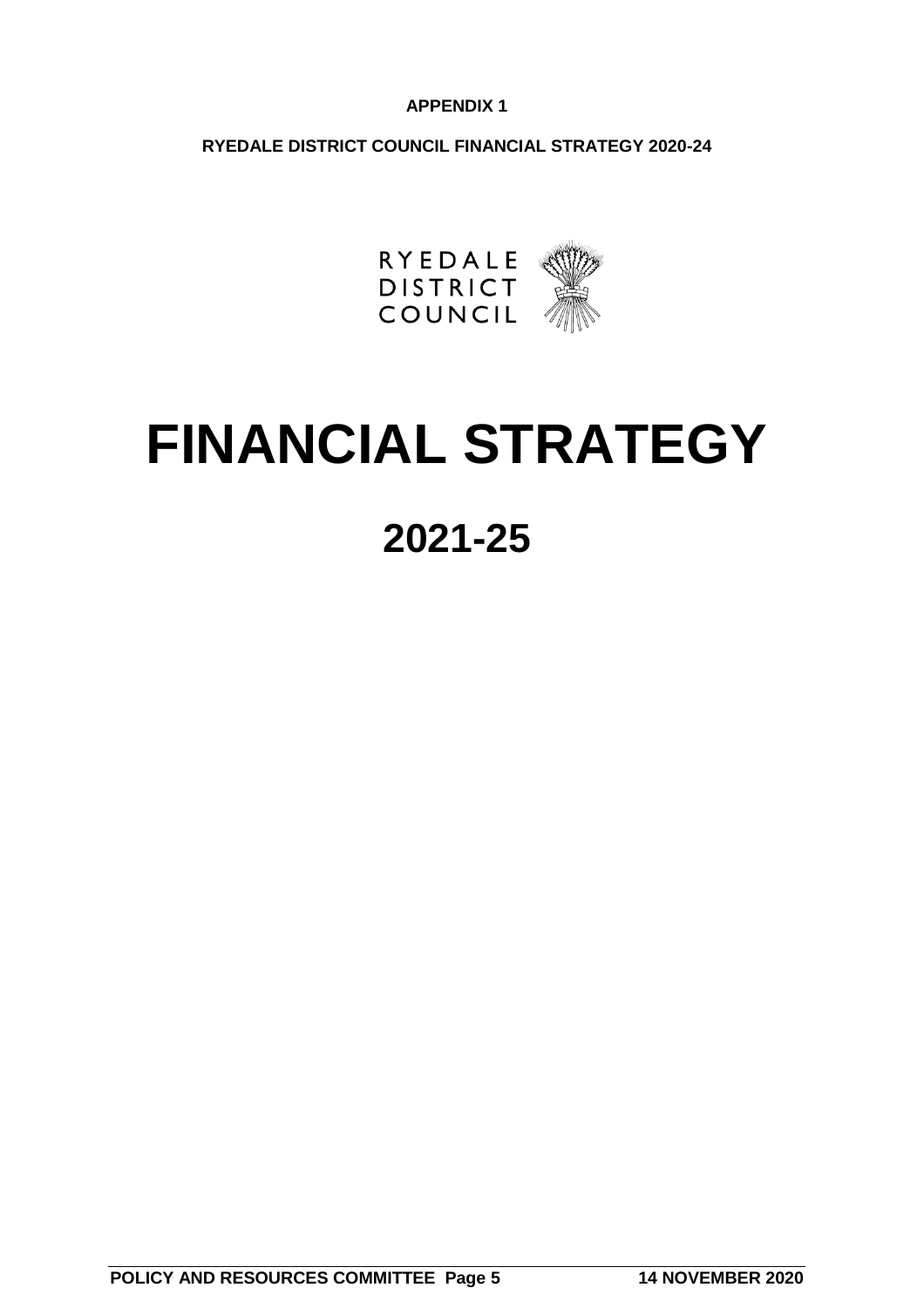**APPENDIX 1**

**RYEDALE DISTRICT COUNCIL FINANCIAL STRATEGY 2020-24**

RYEDALE
DISTRICT
COUNCIL

# FINANCIAL STRATEGY

## 2021-25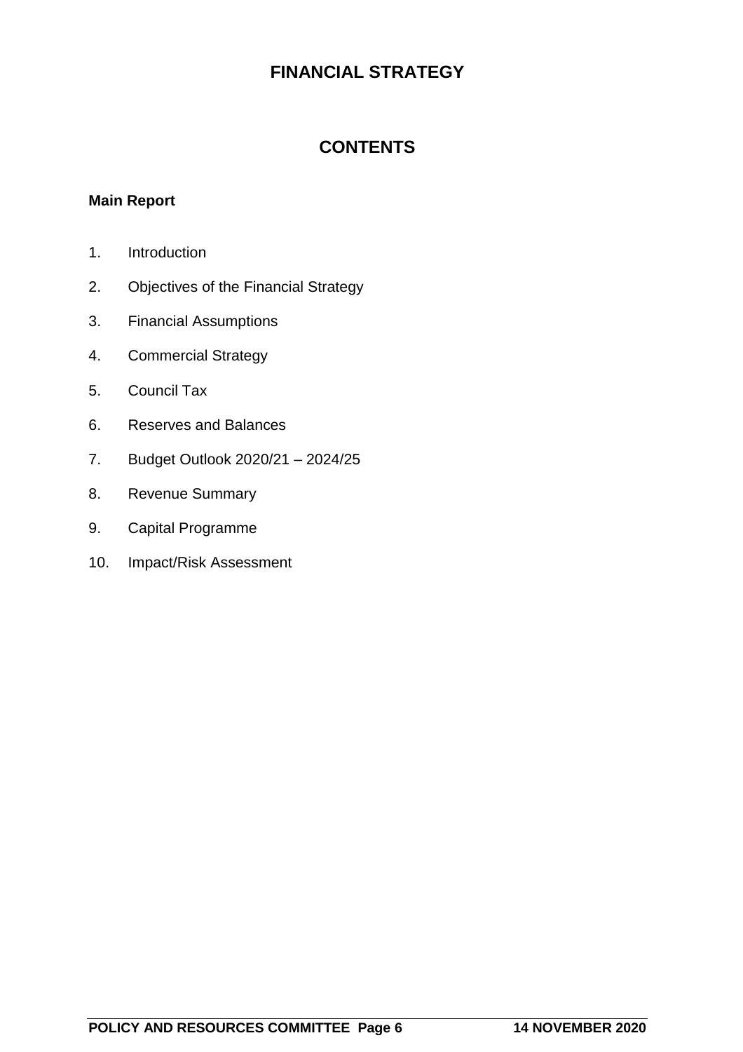# FINANCIAL STRATEGY

## CONTENTS

**Main Report**

1. Introduction
2. Objectives of the Financial Strategy
3. Financial Assumptions
4. Commercial Strategy
5. Council Tax
6. Reserves and Balances
7. Budget Outlook 2020/21 – 2024/25
8. Revenue Summary
9. Capital Programme
10. Impact/Risk Assessment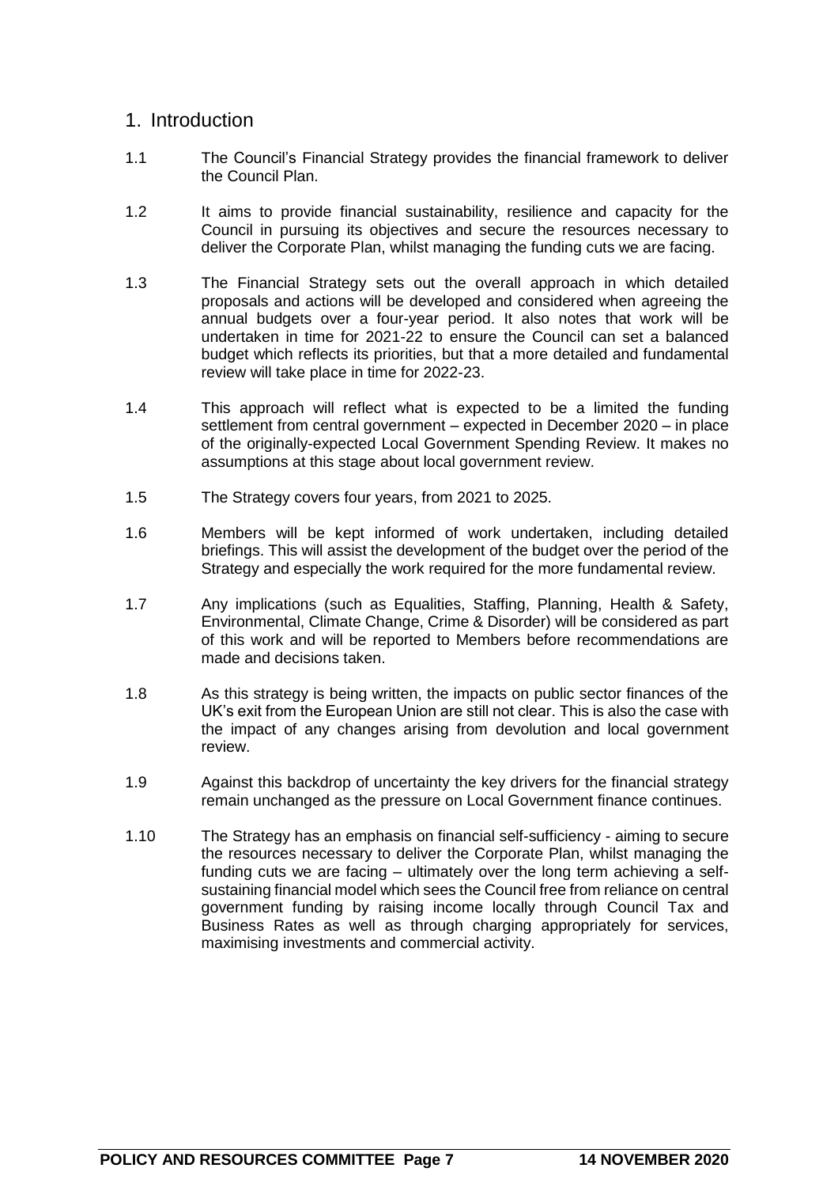# 1. Introduction

1.1 The Council's Financial Strategy provides the financial framework to deliver the Council Plan.

1.2 It aims to provide financial sustainability, resilience and capacity for the Council in pursuing its objectives and secure the resources necessary to deliver the Corporate Plan, whilst managing the funding cuts we are facing.

1.3 The Financial Strategy sets out the overall approach in which detailed proposals and actions will be developed and considered when agreeing the annual budgets over a four-year period. It also notes that work will be undertaken in time for 2021-22 to ensure the Council can set a balanced budget which reflects its priorities, but that a more detailed and fundamental review will take place in time for 2022-23.

1.4 This approach will reflect what is expected to be a limited the funding settlement from central government – expected in December 2020 – in place of the originally-expected Local Government Spending Review. It makes no assumptions at this stage about local government review.

1.5 The Strategy covers four years, from 2021 to 2025.

1.6 Members will be kept informed of work undertaken, including detailed briefings. This will assist the development of the budget over the period of the Strategy and especially the work required for the more fundamental review.

1.7 Any implications (such as Equalities, Staffing, Planning, Health & Safety, Environmental, Climate Change, Crime & Disorder) will be considered as part of this work and will be reported to Members before recommendations are made and decisions taken.

1.8 As this strategy is being written, the impacts on public sector finances of the UK's exit from the European Union are still not clear. This is also the case with the impact of any changes arising from devolution and local government review.

1.9 Against this backdrop of uncertainty the key drivers for the financial strategy remain unchanged as the pressure on Local Government finance continues.

1.10 The Strategy has an emphasis on financial self-sufficiency - aiming to secure the resources necessary to deliver the Corporate Plan, whilst managing the funding cuts we are facing – ultimately over the long term achieving a self-sustaining financial model which sees the Council free from reliance on central government funding by raising income locally through Council Tax and Business Rates as well as through charging appropriately for services, maximising investments and commercial activity.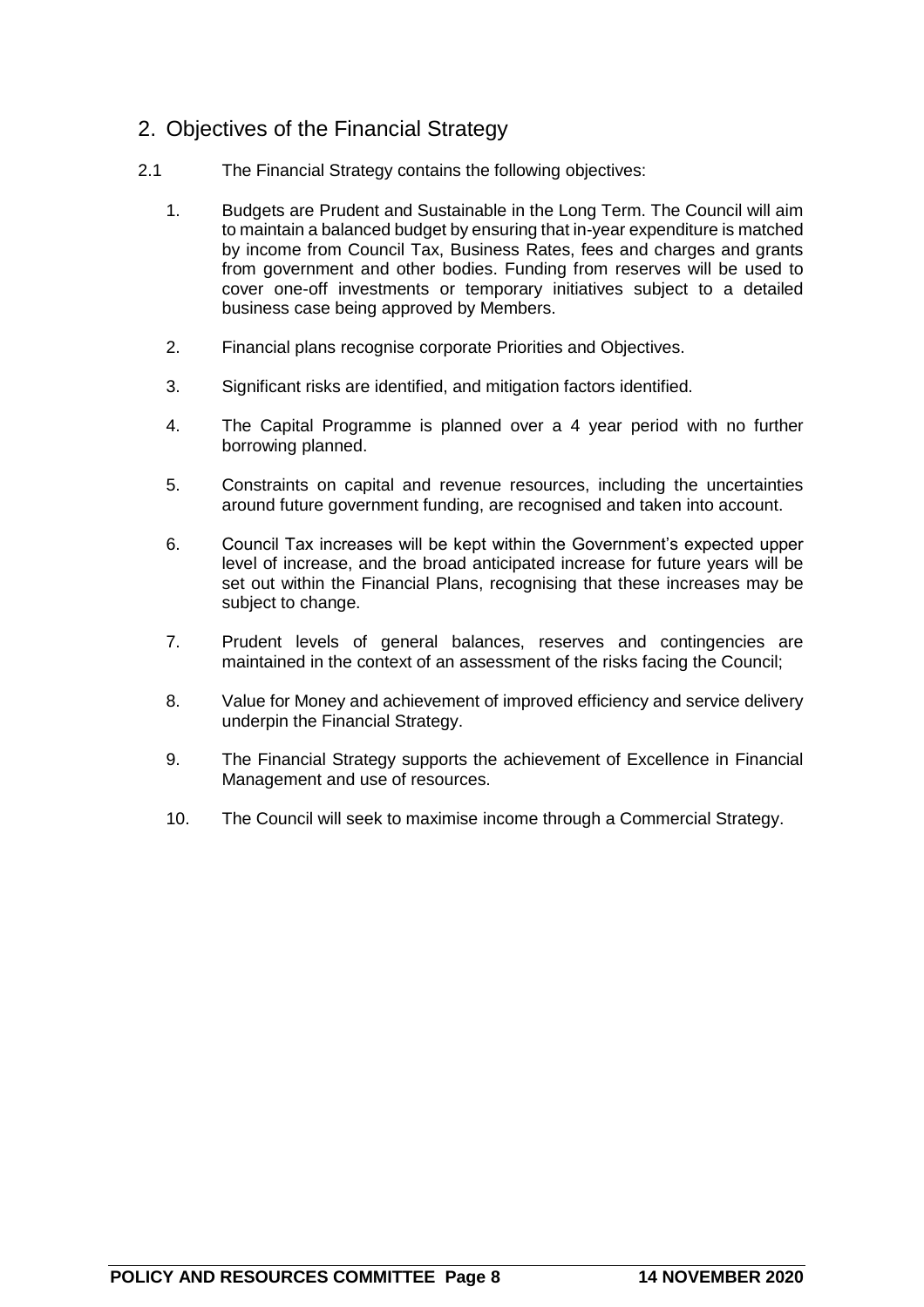## 2. Objectives of the Financial Strategy

2.1 The Financial Strategy contains the following objectives:

1. Budgets are Prudent and Sustainable in the Long Term. The Council will aim to maintain a balanced budget by ensuring that in-year expenditure is matched by income from Council Tax, Business Rates, fees and charges and grants from government and other bodies. Funding from reserves will be used to cover one-off investments or temporary initiatives subject to a detailed business case being approved by Members.

2. Financial plans recognise corporate Priorities and Objectives.

3. Significant risks are identified, and mitigation factors identified.

4. The Capital Programme is planned over a 4 year period with no further borrowing planned.

5. Constraints on capital and revenue resources, including the uncertainties around future government funding, are recognised and taken into account.

6. Council Tax increases will be kept within the Government's expected upper level of increase, and the broad anticipated increase for future years will be set out within the Financial Plans, recognising that these increases may be subject to change.

7. Prudent levels of general balances, reserves and contingencies are maintained in the context of an assessment of the risks facing the Council;

8. Value for Money and achievement of improved efficiency and service delivery underpin the Financial Strategy.

9. The Financial Strategy supports the achievement of Excellence in Financial Management and use of resources.

10. The Council will seek to maximise income through a Commercial Strategy.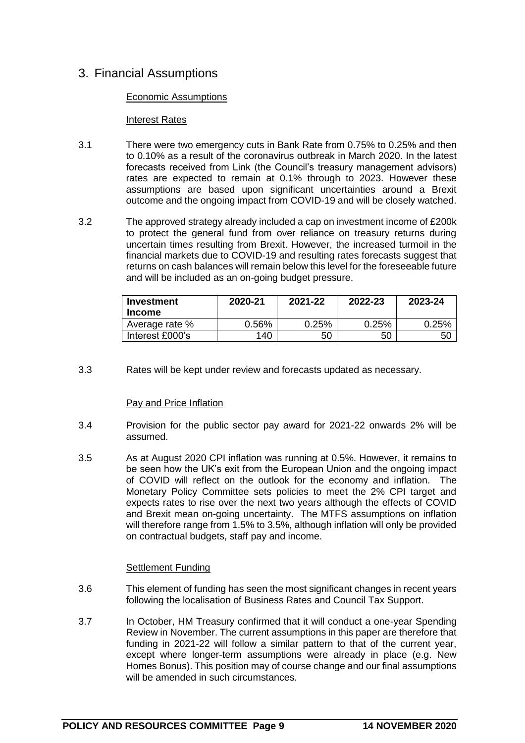## 3. Financial Assumptions

### Economic Assumptions

#### Interest Rates

3.1 There were two emergency cuts in Bank Rate from 0.75% to 0.25% and then to 0.10% as a result of the coronavirus outbreak in March 2020. In the latest forecasts received from Link (the Council's treasury management advisors) rates are expected to remain at 0.1% through to 2023. However these assumptions are based upon significant uncertainties around a Brexit outcome and the ongoing impact from COVID-19 and will be closely watched.

3.2 The approved strategy already included a cap on investment income of £200k to protect the general fund from over reliance on treasury returns during uncertain times resulting from Brexit. However, the increased turmoil in the financial markets due to COVID-19 and resulting rates forecasts suggest that returns on cash balances will remain below this level for the foreseeable future and will be included as an on-going budget pressure.

| Investment Income | 2020-21 | 2021-22 | 2022-23 | 2023-24 |
|---|---|---|---|---|
| Average rate % | 0.56% | 0.25% | 0.25% | 0.25% |
| Interest £000's | 140 | 50 | 50 | 50 |

3.3 Rates will be kept under review and forecasts updated as necessary.

#### Pay and Price Inflation

3.4 Provision for the public sector pay award for 2021-22 onwards 2% will be assumed.

3.5 As at August 2020 CPI inflation was running at 0.5%. However, it remains to be seen how the UK's exit from the European Union and the ongoing impact of COVID will reflect on the outlook for the economy and inflation. The Monetary Policy Committee sets policies to meet the 2% CPI target and expects rates to rise over the next two years although the effects of COVID and Brexit mean on-going uncertainty. The MTFS assumptions on inflation will therefore range from 1.5% to 3.5%, although inflation will only be provided on contractual budgets, staff pay and income.

#### Settlement Funding

3.6 This element of funding has seen the most significant changes in recent years following the localisation of Business Rates and Council Tax Support.

3.7 In October, HM Treasury confirmed that it will conduct a one-year Spending Review in November. The current assumptions in this paper are therefore that funding in 2021-22 will follow a similar pattern to that of the current year, except where longer-term assumptions were already in place (e.g. New Homes Bonus). This position may of course change and our final assumptions will be amended in such circumstances.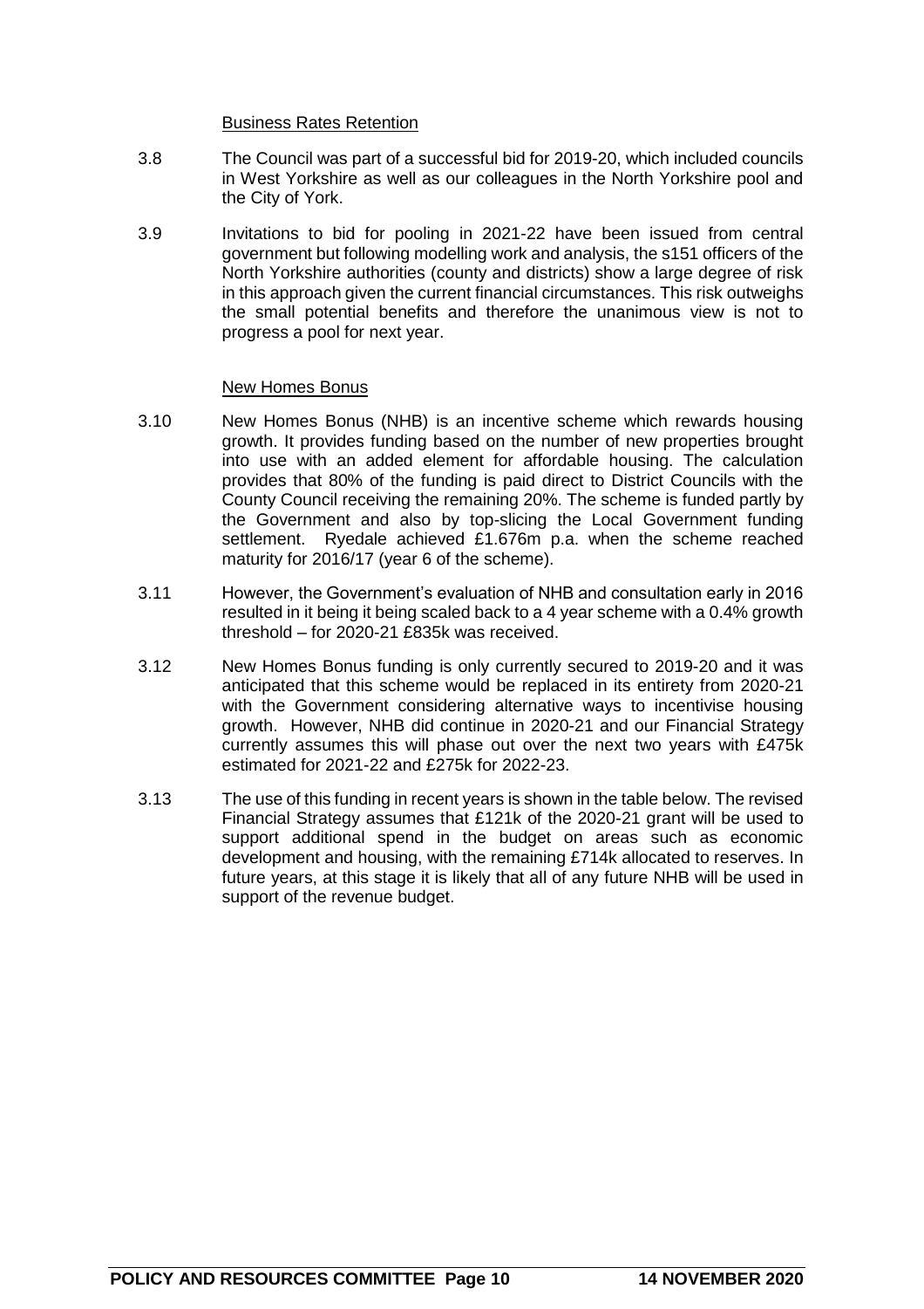Business Rates Retention

3.8 The Council was part of a successful bid for 2019-20, which included councils in West Yorkshire as well as our colleagues in the North Yorkshire pool and the City of York.

3.9 Invitations to bid for pooling in 2021-22 have been issued from central government but following modelling work and analysis, the s151 officers of the North Yorkshire authorities (county and districts) show a large degree of risk in this approach given the current financial circumstances. This risk outweighs the small potential benefits and therefore the unanimous view is not to progress a pool for next year.

New Homes Bonus

3.10 New Homes Bonus (NHB) is an incentive scheme which rewards housing growth. It provides funding based on the number of new properties brought into use with an added element for affordable housing. The calculation provides that 80% of the funding is paid direct to District Councils with the County Council receiving the remaining 20%. The scheme is funded partly by the Government and also by top-slicing the Local Government funding settlement. Ryedale achieved £1.676m p.a. when the scheme reached maturity for 2016/17 (year 6 of the scheme).

3.11 However, the Government's evaluation of NHB and consultation early in 2016 resulted in it being it being scaled back to a 4 year scheme with a 0.4% growth threshold – for 2020-21 £835k was received.

3.12 New Homes Bonus funding is only currently secured to 2019-20 and it was anticipated that this scheme would be replaced in its entirety from 2020-21 with the Government considering alternative ways to incentivise housing growth. However, NHB did continue in 2020-21 and our Financial Strategy currently assumes this will phase out over the next two years with £475k estimated for 2021-22 and £275k for 2022-23.

3.13 The use of this funding in recent years is shown in the table below. The revised Financial Strategy assumes that £121k of the 2020-21 grant will be used to support additional spend in the budget on areas such as economic development and housing, with the remaining £714k allocated to reserves. In future years, at this stage it is likely that all of any future NHB will be used in support of the revenue budget.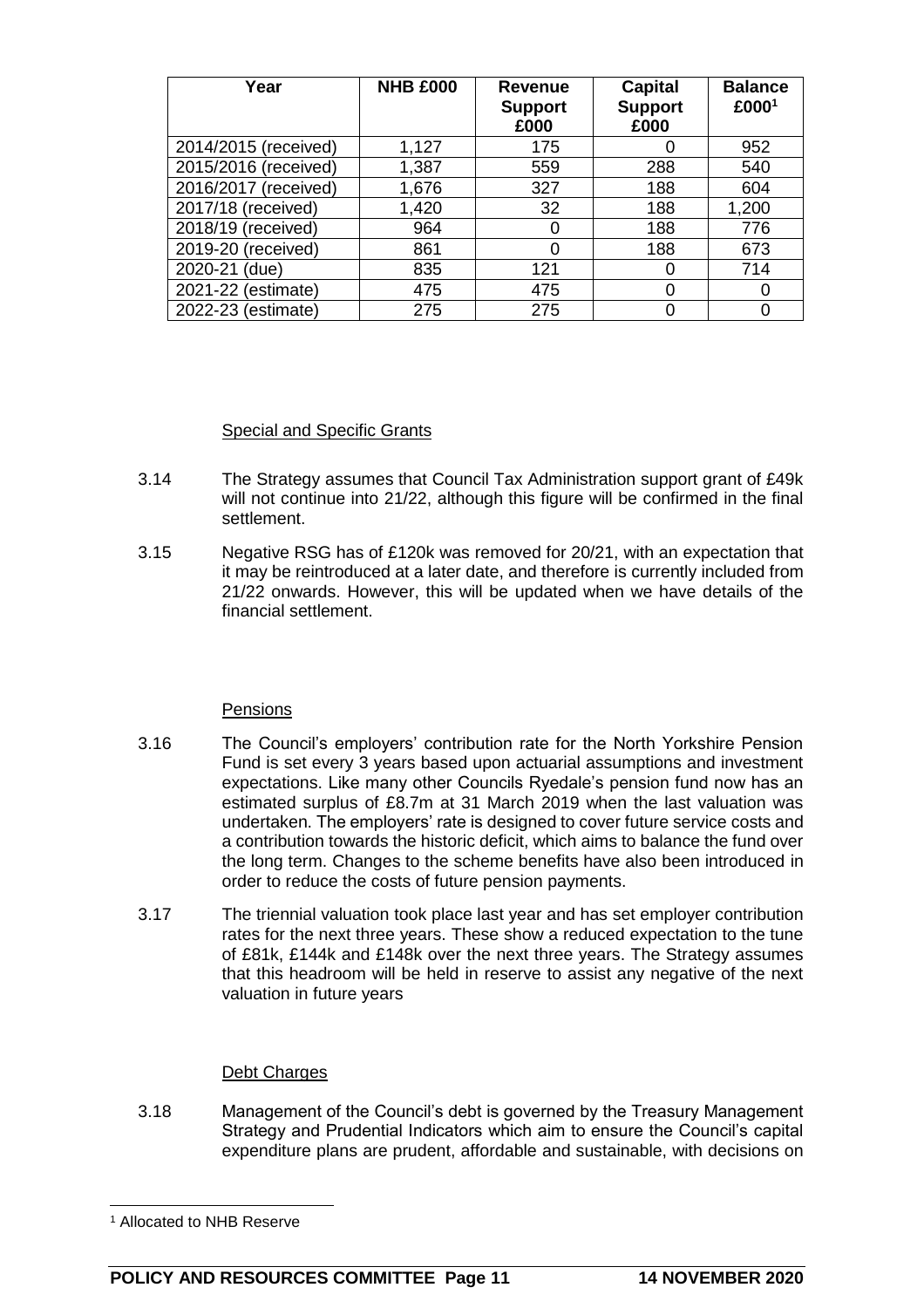| Year | NHB £000 | Revenue Support £000 | Capital Support £000 | Balance £000[1] |
|---|---|---|---|---|
| 2014/2015 (received) | 1,127 | 175 | 0 | 952 |
| 2015/2016 (received) | 1,387 | 559 | 288 | 540 |
| 2016/2017 (received) | 1,676 | 327 | 188 | 604 |
| 2017/18 (received) | 1,420 | 32 | 188 | 1,200 |
| 2018/19 (received) | 964 | 0 | 188 | 776 |
| 2019-20 (received) | 861 | 0 | 188 | 673 |
| 2020-21 (due) | 835 | 121 | 0 | 714 |
| 2021-22 (estimate) | 475 | 475 | 0 | 0 |
| 2022-23 (estimate) | 275 | 275 | 0 | 0 |

## Special and Specific Grants

3.14 The Strategy assumes that Council Tax Administration support grant of £49k will not continue into 21/22, although this figure will be confirmed in the final settlement.

3.15 Negative RSG has of £120k was removed for 20/21, with an expectation that it may be reintroduced at a later date, and therefore is currently included from 21/22 onwards. However, this will be updated when we have details of the financial settlement.

## Pensions

3.16 The Council's employers' contribution rate for the North Yorkshire Pension Fund is set every 3 years based upon actuarial assumptions and investment expectations. Like many other Councils Ryedale's pension fund now has an estimated surplus of £8.7m at 31 March 2019 when the last valuation was undertaken. The employers' rate is designed to cover future service costs and a contribution towards the historic deficit, which aims to balance the fund over the long term. Changes to the scheme benefits have also been introduced in order to reduce the costs of future pension payments.

3.17 The triennial valuation took place last year and has set employer contribution rates for the next three years. These show a reduced expectation to the tune of £81k, £144k and £148k over the next three years. The Strategy assumes that this headroom will be held in reserve to assist any negative of the next valuation in future years

## Debt Charges

3.18 Management of the Council's debt is governed by the Treasury Management Strategy and Prudential Indicators which aim to ensure the Council's capital expenditure plans are prudent, affordable and sustainable, with decisions on

[1] Allocated to NHB Reserve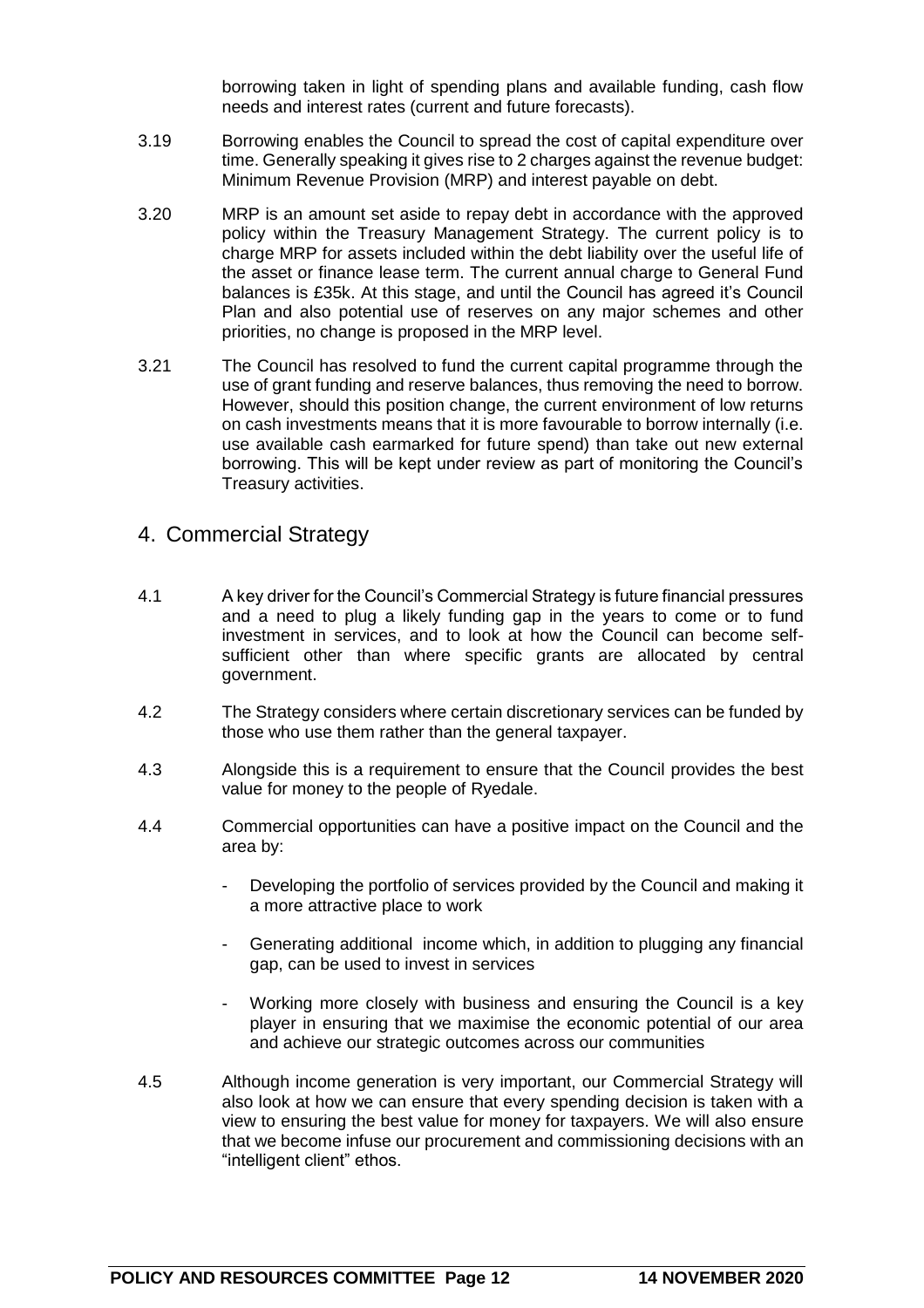borrowing taken in light of spending plans and available funding, cash flow needs and interest rates (current and future forecasts).

3.19 Borrowing enables the Council to spread the cost of capital expenditure over time. Generally speaking it gives rise to 2 charges against the revenue budget: Minimum Revenue Provision (MRP) and interest payable on debt.

3.20 MRP is an amount set aside to repay debt in accordance with the approved policy within the Treasury Management Strategy. The current policy is to charge MRP for assets included within the debt liability over the useful life of the asset or finance lease term. The current annual charge to General Fund balances is £35k. At this stage, and until the Council has agreed it's Council Plan and also potential use of reserves on any major schemes and other priorities, no change is proposed in the MRP level.

3.21 The Council has resolved to fund the current capital programme through the use of grant funding and reserve balances, thus removing the need to borrow. However, should this position change, the current environment of low returns on cash investments means that it is more favourable to borrow internally (i.e. use available cash earmarked for future spend) than take out new external borrowing. This will be kept under review as part of monitoring the Council's Treasury activities.

## 4. Commercial Strategy

4.1 A key driver for the Council's Commercial Strategy is future financial pressures and a need to plug a likely funding gap in the years to come or to fund investment in services, and to look at how the Council can become self-sufficient other than where specific grants are allocated by central government.

4.2 The Strategy considers where certain discretionary services can be funded by those who use them rather than the general taxpayer.

4.3 Alongside this is a requirement to ensure that the Council provides the best value for money to the people of Ryedale.

4.4 Commercial opportunities can have a positive impact on the Council and the area by:

- Developing the portfolio of services provided by the Council and making it a more attractive place to work
- Generating additional income which, in addition to plugging any financial gap, can be used to invest in services
- Working more closely with business and ensuring the Council is a key player in ensuring that we maximise the economic potential of our area and achieve our strategic outcomes across our communities

4.5 Although income generation is very important, our Commercial Strategy will also look at how we can ensure that every spending decision is taken with a view to ensuring the best value for money for taxpayers. We will also ensure that we become infuse our procurement and commissioning decisions with an "intelligent client" ethos.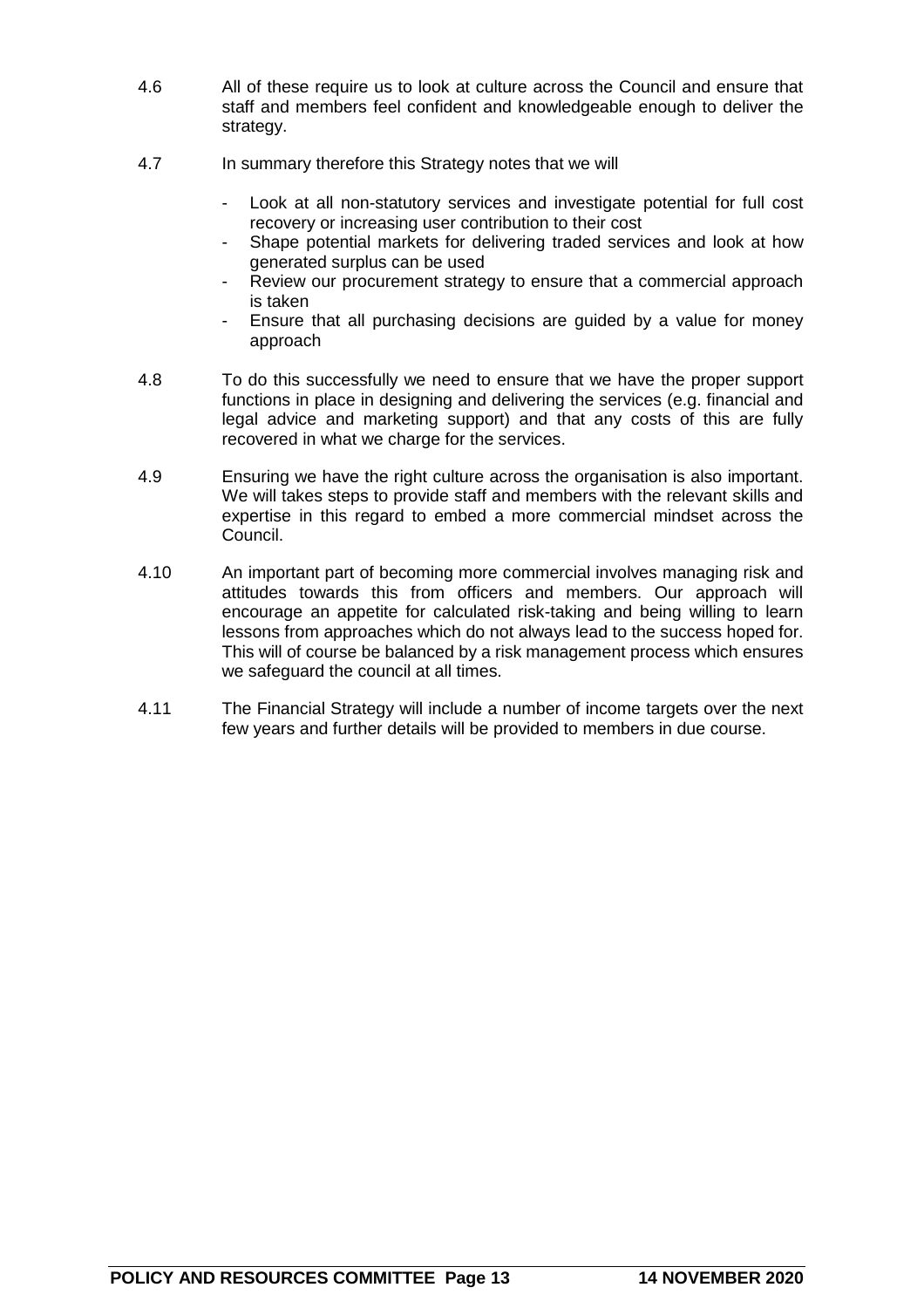4.6 All of these require us to look at culture across the Council and ensure that staff and members feel confident and knowledgeable enough to deliver the strategy.

4.7 In summary therefore this Strategy notes that we will

- Look at all non-statutory services and investigate potential for full cost recovery or increasing user contribution to their cost
- Shape potential markets for delivering traded services and look at how generated surplus can be used
- Review our procurement strategy to ensure that a commercial approach is taken
- Ensure that all purchasing decisions are guided by a value for money approach

4.8 To do this successfully we need to ensure that we have the proper support functions in place in designing and delivering the services (e.g. financial and legal advice and marketing support) and that any costs of this are fully recovered in what we charge for the services.

4.9 Ensuring we have the right culture across the organisation is also important. We will takes steps to provide staff and members with the relevant skills and expertise in this regard to embed a more commercial mindset across the Council.

4.10 An important part of becoming more commercial involves managing risk and attitudes towards this from officers and members. Our approach will encourage an appetite for calculated risk-taking and being willing to learn lessons from approaches which do not always lead to the success hoped for. This will of course be balanced by a risk management process which ensures we safeguard the council at all times.

4.11 The Financial Strategy will include a number of income targets over the next few years and further details will be provided to members in due course.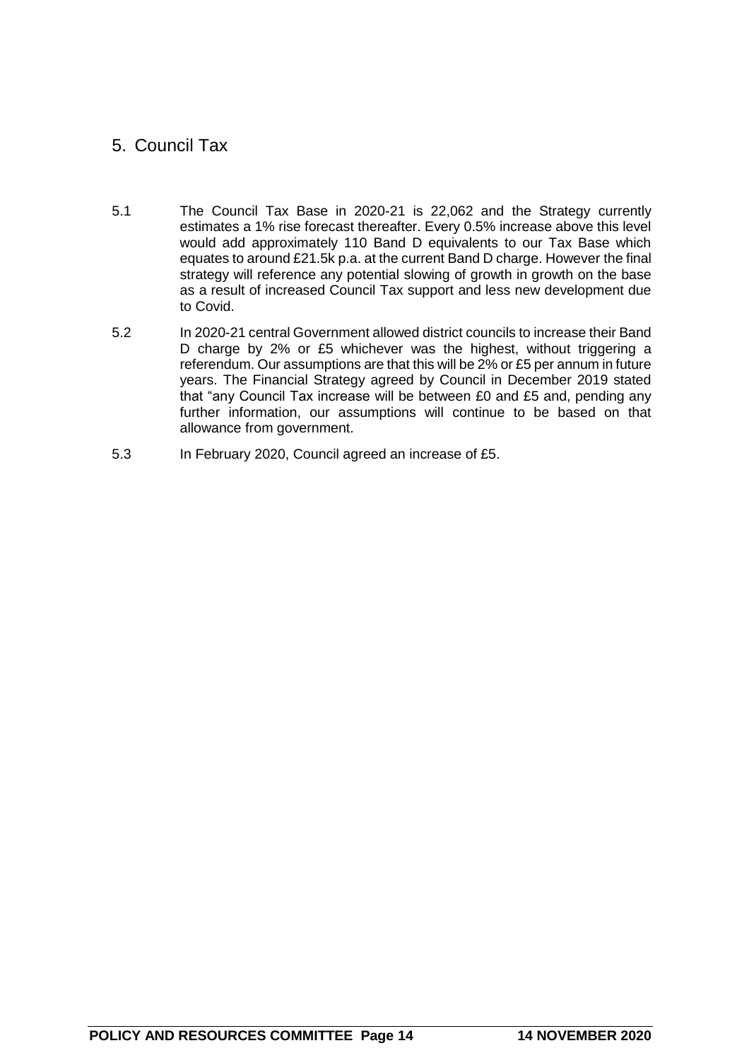## 5. Council Tax

5.1 The Council Tax Base in 2020-21 is 22,062 and the Strategy currently estimates a 1% rise forecast thereafter. Every 0.5% increase above this level would add approximately 110 Band D equivalents to our Tax Base which equates to around £21.5k p.a. at the current Band D charge. However the final strategy will reference any potential slowing of growth in growth on the base as a result of increased Council Tax support and less new development due to Covid.

5.2 In 2020-21 central Government allowed district councils to increase their Band D charge by 2% or £5 whichever was the highest, without triggering a referendum. Our assumptions are that this will be 2% or £5 per annum in future years. The Financial Strategy agreed by Council in December 2019 stated that "any Council Tax increase will be between £0 and £5 and, pending any further information, our assumptions will continue to be based on that allowance from government.

5.3 In February 2020, Council agreed an increase of £5.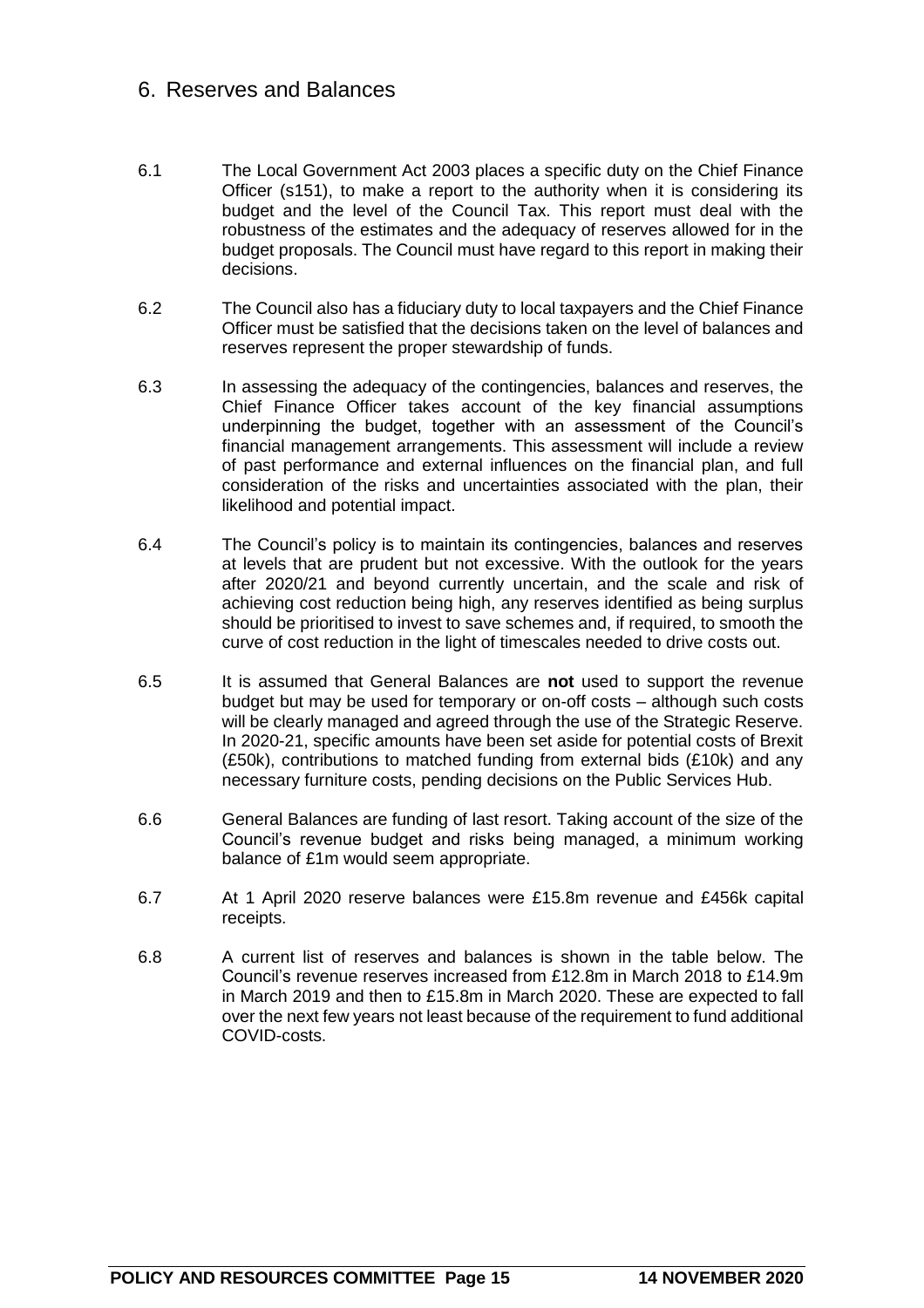## 6. Reserves and Balances

6.1 The Local Government Act 2003 places a specific duty on the Chief Finance Officer (s151), to make a report to the authority when it is considering its budget and the level of the Council Tax. This report must deal with the robustness of the estimates and the adequacy of reserves allowed for in the budget proposals. The Council must have regard to this report in making their decisions.

6.2 The Council also has a fiduciary duty to local taxpayers and the Chief Finance Officer must be satisfied that the decisions taken on the level of balances and reserves represent the proper stewardship of funds.

6.3 In assessing the adequacy of the contingencies, balances and reserves, the Chief Finance Officer takes account of the key financial assumptions underpinning the budget, together with an assessment of the Council's financial management arrangements. This assessment will include a review of past performance and external influences on the financial plan, and full consideration of the risks and uncertainties associated with the plan, their likelihood and potential impact.

6.4 The Council's policy is to maintain its contingencies, balances and reserves at levels that are prudent but not excessive. With the outlook for the years after 2020/21 and beyond currently uncertain, and the scale and risk of achieving cost reduction being high, any reserves identified as being surplus should be prioritised to invest to save schemes and, if required, to smooth the curve of cost reduction in the light of timescales needed to drive costs out.

6.5 It is assumed that General Balances are **not** used to support the revenue budget but may be used for temporary or on-off costs – although such costs will be clearly managed and agreed through the use of the Strategic Reserve. In 2020-21, specific amounts have been set aside for potential costs of Brexit (£50k), contributions to matched funding from external bids (£10k) and any necessary furniture costs, pending decisions on the Public Services Hub.

6.6 General Balances are funding of last resort. Taking account of the size of the Council's revenue budget and risks being managed, a minimum working balance of £1m would seem appropriate.

6.7 At 1 April 2020 reserve balances were £15.8m revenue and £456k capital receipts.

6.8 A current list of reserves and balances is shown in the table below. The Council's revenue reserves increased from £12.8m in March 2018 to £14.9m in March 2019 and then to £15.8m in March 2020. These are expected to fall over the next few years not least because of the requirement to fund additional COVID-costs.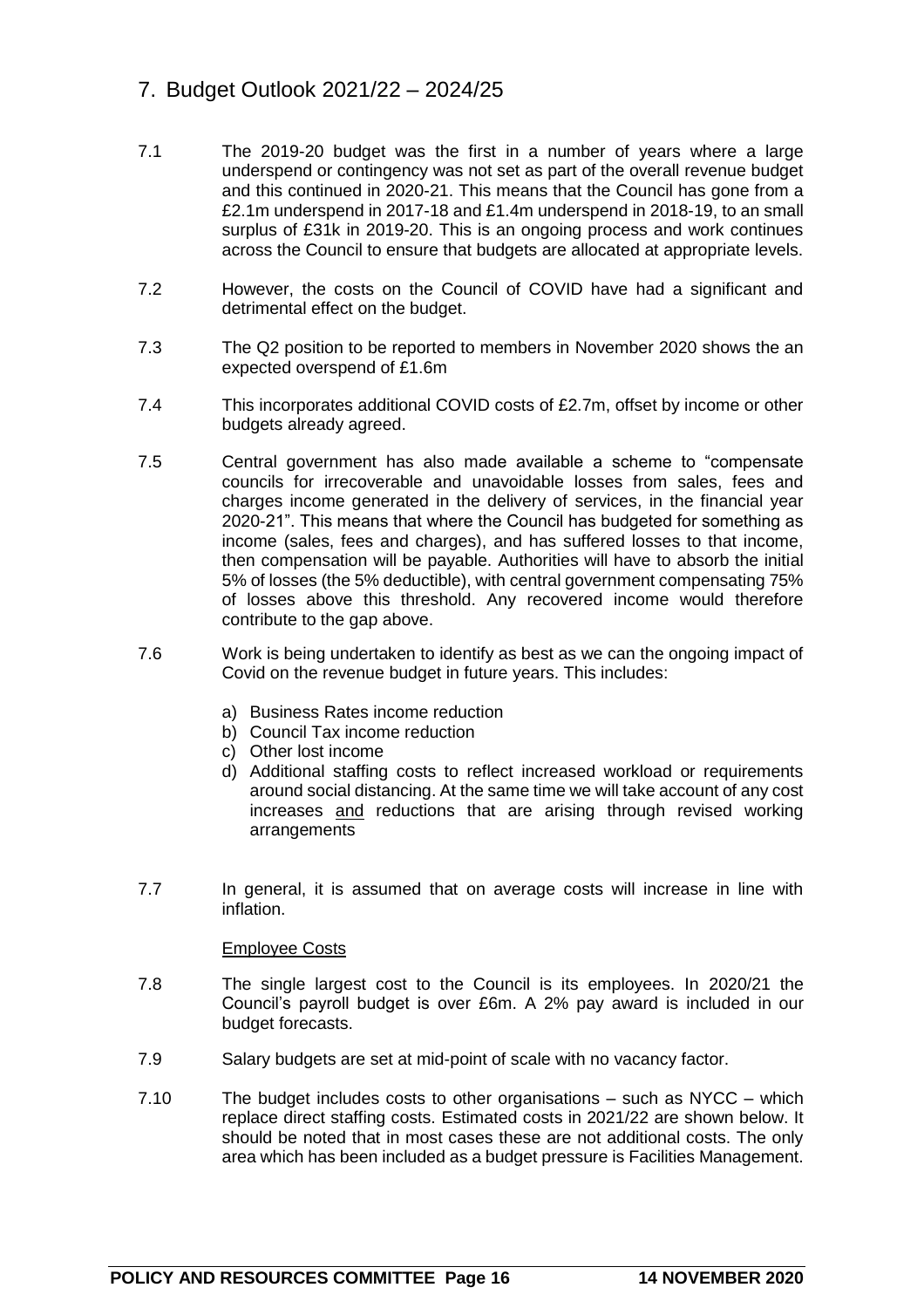## 7. Budget Outlook 2021/22 – 2024/25

7.1 The 2019-20 budget was the first in a number of years where a large underspend or contingency was not set as part of the overall revenue budget and this continued in 2020-21. This means that the Council has gone from a £2.1m underspend in 2017-18 and £1.4m underspend in 2018-19, to an small surplus of £31k in 2019-20. This is an ongoing process and work continues across the Council to ensure that budgets are allocated at appropriate levels.

7.2 However, the costs on the Council of COVID have had a significant and detrimental effect on the budget.

7.3 The Q2 position to be reported to members in November 2020 shows the an expected overspend of £1.6m

7.4 This incorporates additional COVID costs of £2.7m, offset by income or other budgets already agreed.

7.5 Central government has also made available a scheme to "compensate councils for irrecoverable and unavoidable losses from sales, fees and charges income generated in the delivery of services, in the financial year 2020-21". This means that where the Council has budgeted for something as income (sales, fees and charges), and has suffered losses to that income, then compensation will be payable. Authorities will have to absorb the initial 5% of losses (the 5% deductible), with central government compensating 75% of losses above this threshold. Any recovered income would therefore contribute to the gap above.

7.6 Work is being undertaken to identify as best as we can the ongoing impact of Covid on the revenue budget in future years. This includes:

a) Business Rates income reduction
b) Council Tax income reduction
c) Other lost income
d) Additional staffing costs to reflect increased workload or requirements around social distancing. At the same time we will take account of any cost increases <u>and</u> reductions that are arising through revised working arrangements

7.7 In general, it is assumed that on average costs will increase in line with inflation.

<u>Employee Costs</u>

7.8 The single largest cost to the Council is its employees. In 2020/21 the Council's payroll budget is over £6m. A 2% pay award is included in our budget forecasts.

7.9 Salary budgets are set at mid-point of scale with no vacancy factor.

7.10 The budget includes costs to other organisations – such as NYCC – which replace direct staffing costs. Estimated costs in 2021/22 are shown below. It should be noted that in most cases these are not additional costs. The only area which has been included as a budget pressure is Facilities Management.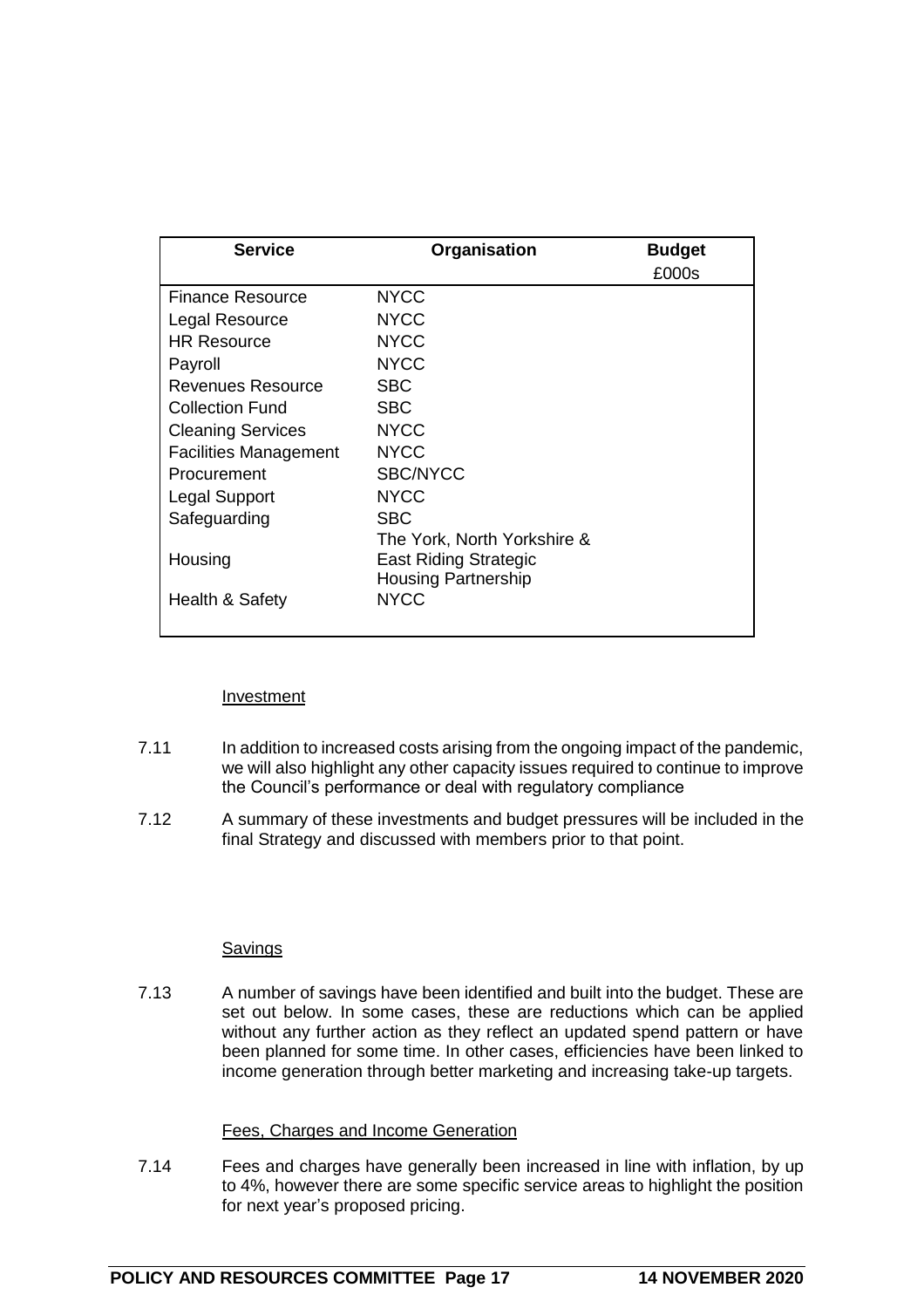| Service | Organisation | Budget |
|---|---|---|
| | | £000s |
| Finance Resource | NYCC | |
| Legal Resource | NYCC | |
| HR Resource | NYCC | |
| Payroll | NYCC | |
| Revenues Resource | SBC | |
| Collection Fund | SBC | |
| Cleaning Services | NYCC | |
| Facilities Management | NYCC | |
| Procurement | SBC/NYCC | |
| Legal Support | NYCC | |
| Safeguarding | SBC | |
| Housing | The York, North Yorkshire & East Riding Strategic Housing Partnership | |
| Health & Safety | NYCC | |

Investment

7.11 In addition to increased costs arising from the ongoing impact of the pandemic, we will also highlight any other capacity issues required to continue to improve the Council's performance or deal with regulatory compliance

7.12 A summary of these investments and budget pressures will be included in the final Strategy and discussed with members prior to that point.

Savings

7.13 A number of savings have been identified and built into the budget. These are set out below. In some cases, these are reductions which can be applied without any further action as they reflect an updated spend pattern or have been planned for some time. In other cases, efficiencies have been linked to income generation through better marketing and increasing take-up targets.

Fees, Charges and Income Generation

7.14 Fees and charges have generally been increased in line with inflation, by up to 4%, however there are some specific service areas to highlight the position for next year's proposed pricing.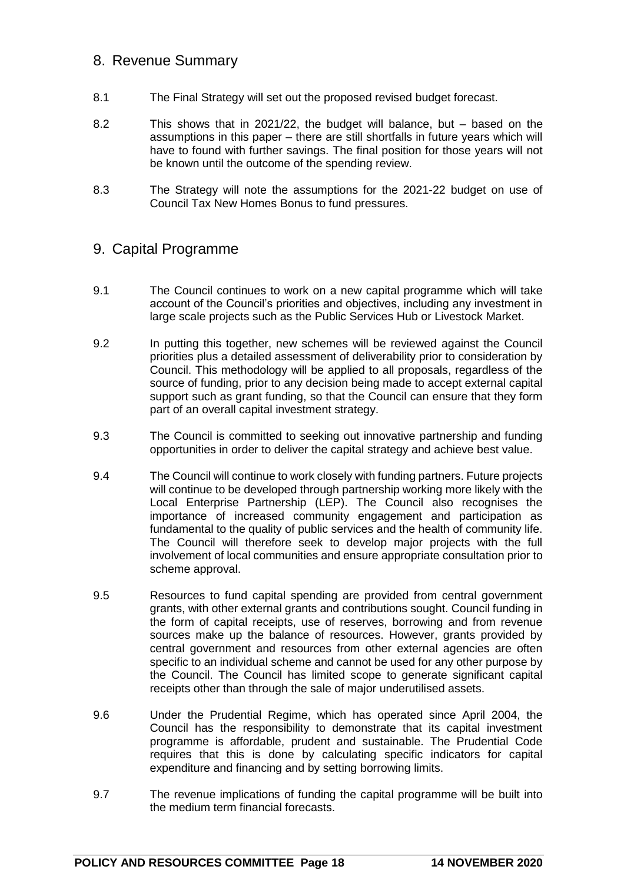## 8. Revenue Summary

8.1 The Final Strategy will set out the proposed revised budget forecast.

8.2 This shows that in 2021/22, the budget will balance, but – based on the assumptions in this paper – there are still shortfalls in future years which will have to found with further savings. The final position for those years will not be known until the outcome of the spending review.

8.3 The Strategy will note the assumptions for the 2021-22 budget on use of Council Tax New Homes Bonus to fund pressures.

## 9. Capital Programme

9.1 The Council continues to work on a new capital programme which will take account of the Council's priorities and objectives, including any investment in large scale projects such as the Public Services Hub or Livestock Market.

9.2 In putting this together, new schemes will be reviewed against the Council priorities plus a detailed assessment of deliverability prior to consideration by Council. This methodology will be applied to all proposals, regardless of the source of funding, prior to any decision being made to accept external capital support such as grant funding, so that the Council can ensure that they form part of an overall capital investment strategy.

9.3 The Council is committed to seeking out innovative partnership and funding opportunities in order to deliver the capital strategy and achieve best value.

9.4 The Council will continue to work closely with funding partners. Future projects will continue to be developed through partnership working more likely with the Local Enterprise Partnership (LEP). The Council also recognises the importance of increased community engagement and participation as fundamental to the quality of public services and the health of community life. The Council will therefore seek to develop major projects with the full involvement of local communities and ensure appropriate consultation prior to scheme approval.

9.5 Resources to fund capital spending are provided from central government grants, with other external grants and contributions sought. Council funding in the form of capital receipts, use of reserves, borrowing and from revenue sources make up the balance of resources. However, grants provided by central government and resources from other external agencies are often specific to an individual scheme and cannot be used for any other purpose by the Council. The Council has limited scope to generate significant capital receipts other than through the sale of major underutilised assets.

9.6 Under the Prudential Regime, which has operated since April 2004, the Council has the responsibility to demonstrate that its capital investment programme is affordable, prudent and sustainable. The Prudential Code requires that this is done by calculating specific indicators for capital expenditure and financing and by setting borrowing limits.

9.7 The revenue implications of funding the capital programme will be built into the medium term financial forecasts.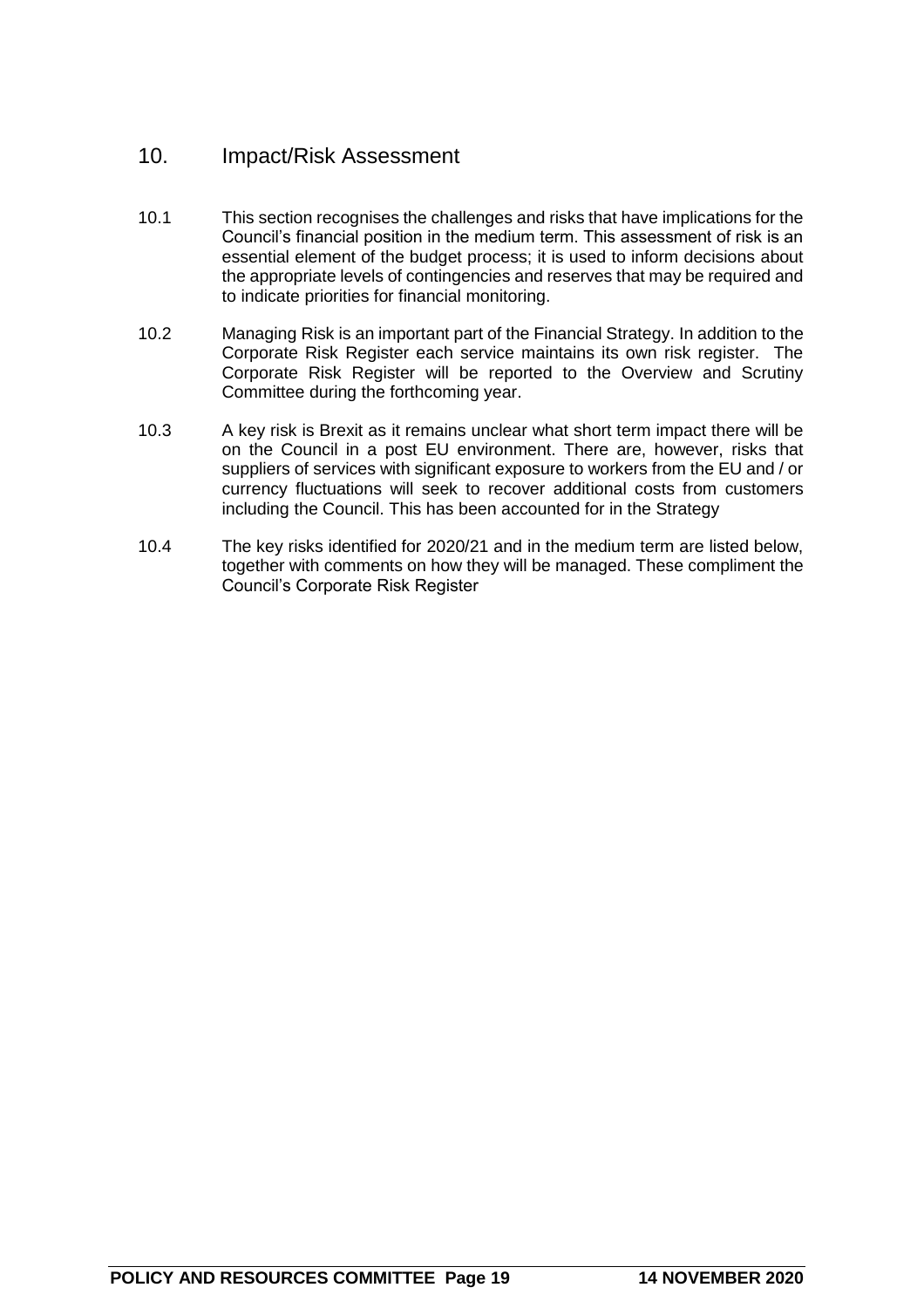## 10. Impact/Risk Assessment

10.1 This section recognises the challenges and risks that have implications for the Council's financial position in the medium term. This assessment of risk is an essential element of the budget process; it is used to inform decisions about the appropriate levels of contingencies and reserves that may be required and to indicate priorities for financial monitoring.

10.2 Managing Risk is an important part of the Financial Strategy. In addition to the Corporate Risk Register each service maintains its own risk register. The Corporate Risk Register will be reported to the Overview and Scrutiny Committee during the forthcoming year.

10.3 A key risk is Brexit as it remains unclear what short term impact there will be on the Council in a post EU environment. There are, however, risks that suppliers of services with significant exposure to workers from the EU and / or currency fluctuations will seek to recover additional costs from customers including the Council. This has been accounted for in the Strategy

10.4 The key risks identified for 2020/21 and in the medium term are listed below, together with comments on how they will be managed. These compliment the Council's Corporate Risk Register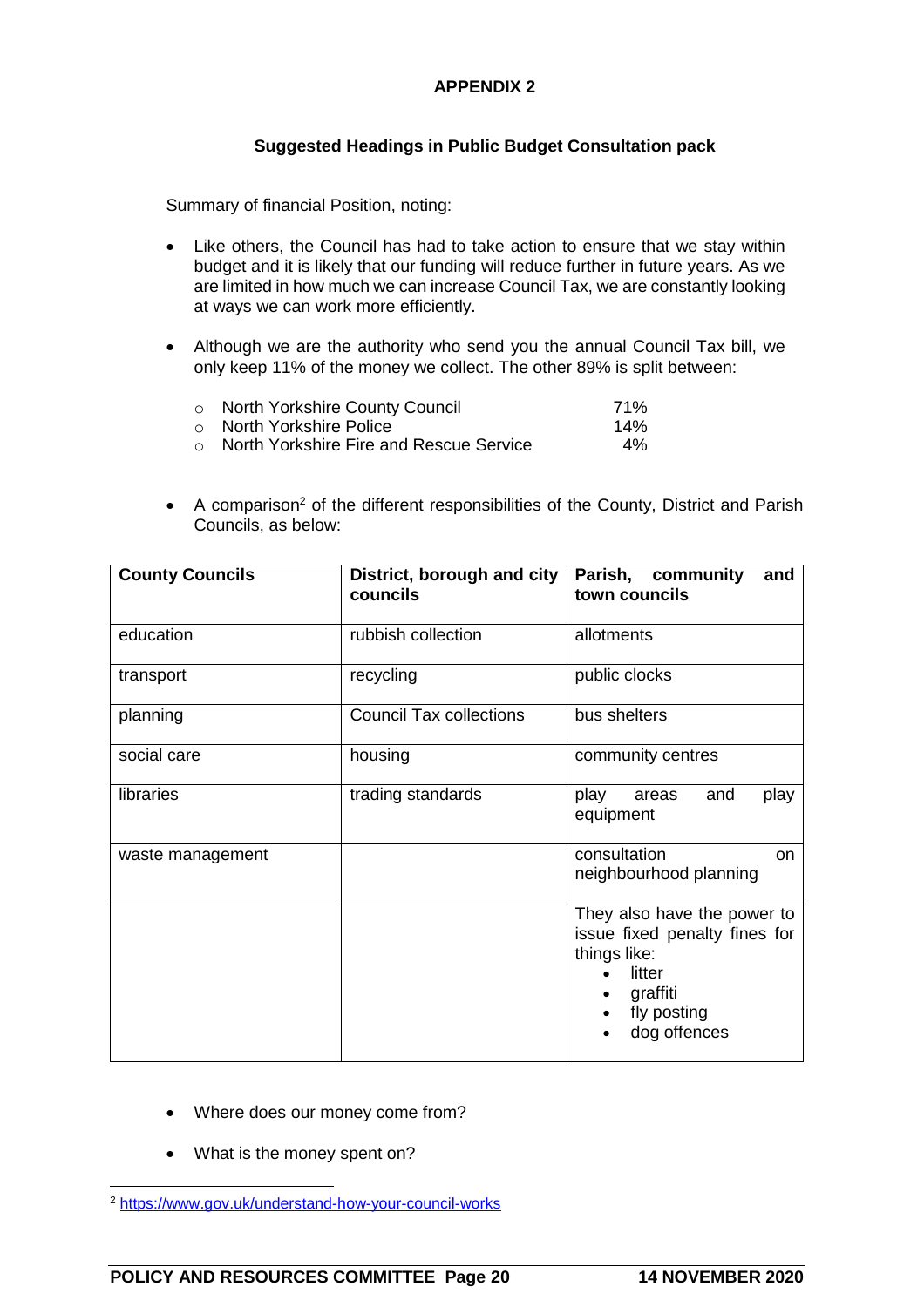**APPENDIX 2**

**Suggested Headings in Public Budget Consultation pack**

Summary of financial Position, noting:

- Like others, the Council has had to take action to ensure that we stay within budget and it is likely that our funding will reduce further in future years. As we are limited in how much we can increase Council Tax, we are constantly looking at ways we can work more efficiently.
- Although we are the authority who send you the annual Council Tax bill, we only keep 11% of the money we collect. The other 89% is split between:
  - North Yorkshire County Council 71%
  - North Yorkshire Police 14%
  - North Yorkshire Fire and Rescue Service 4%
- A comparison[2] of the different responsibilities of the County, District and Parish Councils, as below:

| County Councils | District, borough and city councils | Parish, community and town councils |
|---|---|---|
| education | rubbish collection | allotments |
| transport | recycling | public clocks |
| planning | Council Tax collections | bus shelters |
| social care | housing | community centres |
| libraries | trading standards | play areas and play equipment |
| waste management | | consultation on neighbourhood planning |
| | | They also have the power to issue fixed penalty fines for things like: <br>• litter <br>• graffiti <br>• fly posting <br>• dog offences |

- Where does our money come from?
- What is the money spent on?

[2] https://www.gov.uk/understand-how-your-council-works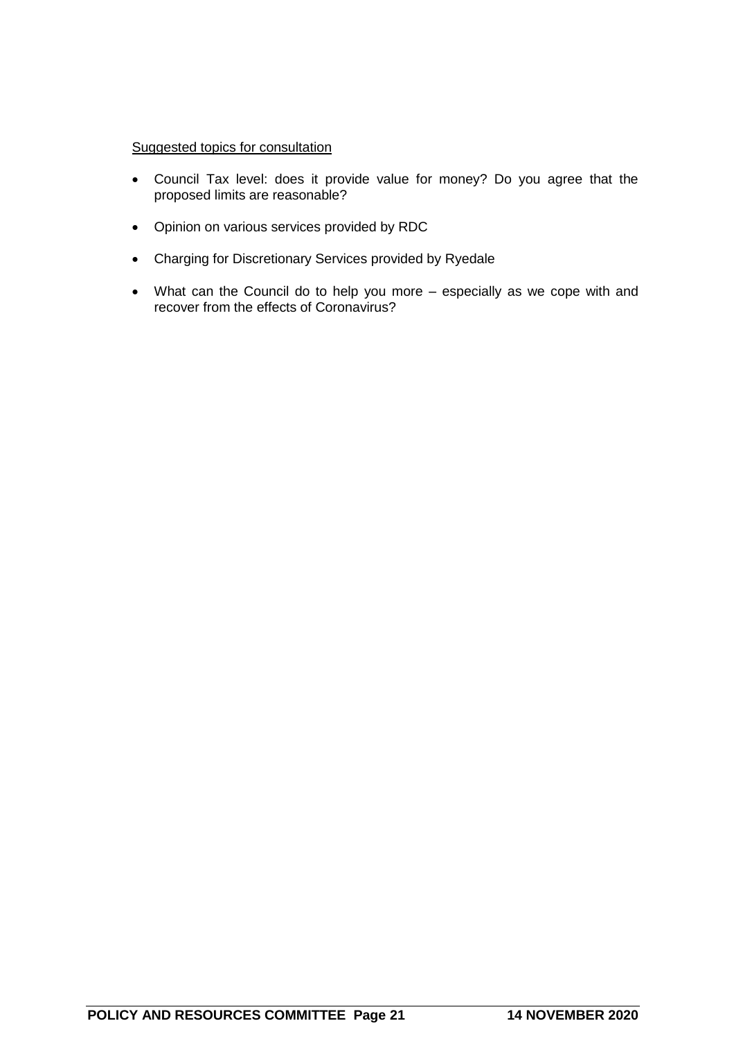Suggested topics for consultation

- Council Tax level: does it provide value for money? Do you agree that the proposed limits are reasonable?
- Opinion on various services provided by RDC
- Charging for Discretionary Services provided by Ryedale
- What can the Council do to help you more – especially as we cope with and recover from the effects of Coronavirus?